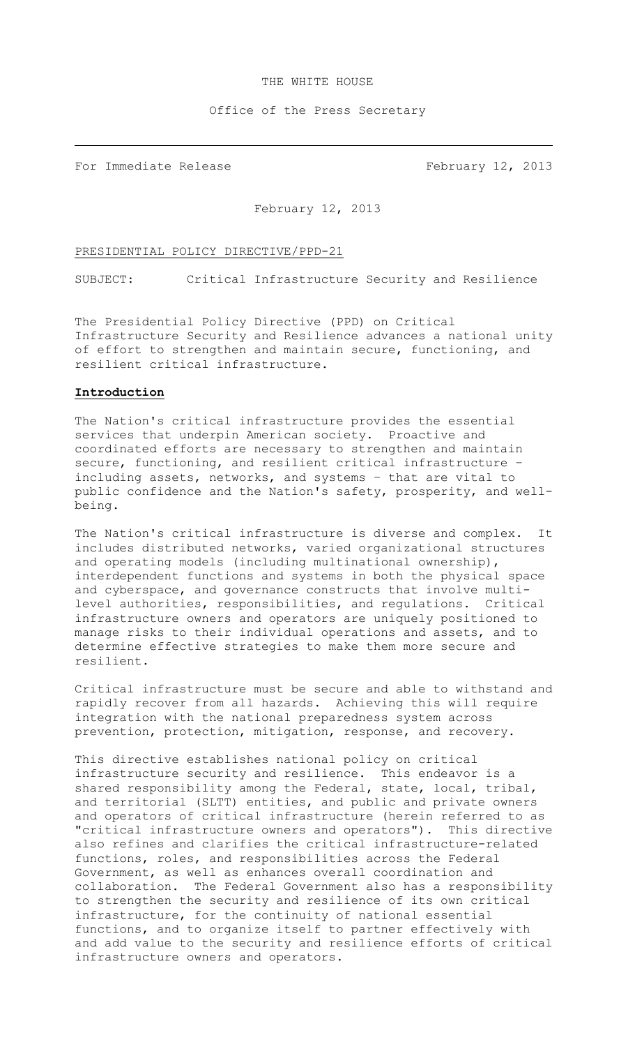THE WHITE HOUSE

Office of the Press Secretary

---

For Immediate Release February 12, 2013

February 12, 2013

PRESIDENTIAL POLICY DIRECTIVE/PPD-21

SUBJECT: Critical Infrastructure Security and Resilience

The Presidential Policy Directive (PPD) on Critical Infrastructure Security and Resilience advances a national unity of effort to strengthen and maintain secure, functioning, and resilient critical infrastructure.

## Introduction

The Nation's critical infrastructure provides the essential services that underpin American society. Proactive and coordinated efforts are necessary to strengthen and maintain secure, functioning, and resilient critical infrastructure – including assets, networks, and systems – that are vital to public confidence and the Nation's safety, prosperity, and well-being.

The Nation's critical infrastructure is diverse and complex. It includes distributed networks, varied organizational structures and operating models (including multinational ownership), interdependent functions and systems in both the physical space and cyberspace, and governance constructs that involve multi-level authorities, responsibilities, and regulations. Critical infrastructure owners and operators are uniquely positioned to manage risks to their individual operations and assets, and to determine effective strategies to make them more secure and resilient.

Critical infrastructure must be secure and able to withstand and rapidly recover from all hazards. Achieving this will require integration with the national preparedness system across prevention, protection, mitigation, response, and recovery.

This directive establishes national policy on critical infrastructure security and resilience. This endeavor is a shared responsibility among the Federal, state, local, tribal, and territorial (SLTT) entities, and public and private owners and operators of critical infrastructure (herein referred to as "critical infrastructure owners and operators"). This directive also refines and clarifies the critical infrastructure-related functions, roles, and responsibilities across the Federal Government, as well as enhances overall coordination and collaboration. The Federal Government also has a responsibility to strengthen the security and resilience of its own critical infrastructure, for the continuity of national essential functions, and to organize itself to partner effectively with and add value to the security and resilience efforts of critical infrastructure owners and operators.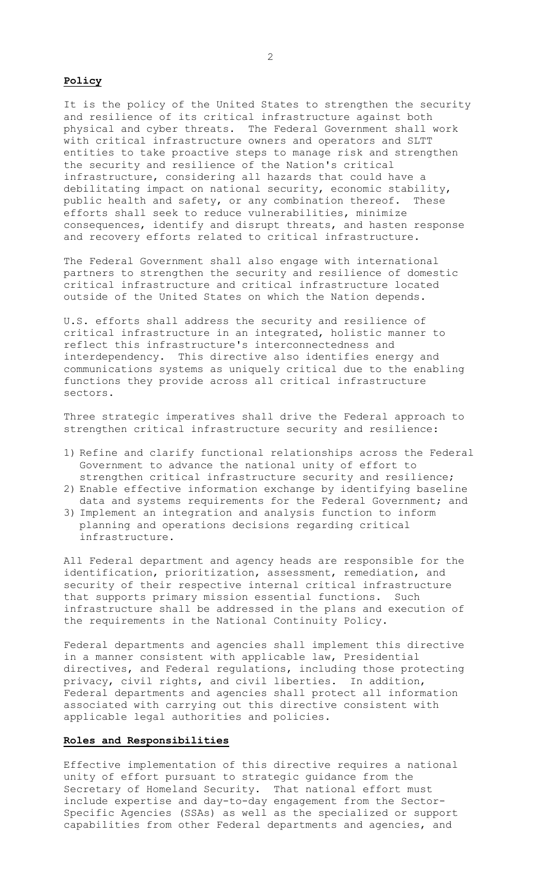**Policy**

It is the policy of the United States to strengthen the security and resilience of its critical infrastructure against both physical and cyber threats. The Federal Government shall work with critical infrastructure owners and operators and SLTT entities to take proactive steps to manage risk and strengthen the security and resilience of the Nation's critical infrastructure, considering all hazards that could have a debilitating impact on national security, economic stability, public health and safety, or any combination thereof. These efforts shall seek to reduce vulnerabilities, minimize consequences, identify and disrupt threats, and hasten response and recovery efforts related to critical infrastructure.

The Federal Government shall also engage with international partners to strengthen the security and resilience of domestic critical infrastructure and critical infrastructure located outside of the United States on which the Nation depends.

U.S. efforts shall address the security and resilience of critical infrastructure in an integrated, holistic manner to reflect this infrastructure's interconnectedness and interdependency. This directive also identifies energy and communications systems as uniquely critical due to the enabling functions they provide across all critical infrastructure sectors.

Three strategic imperatives shall drive the Federal approach to strengthen critical infrastructure security and resilience:

1) Refine and clarify functional relationships across the Federal Government to advance the national unity of effort to strengthen critical infrastructure security and resilience;
2) Enable effective information exchange by identifying baseline data and systems requirements for the Federal Government; and
3) Implement an integration and analysis function to inform planning and operations decisions regarding critical infrastructure.

All Federal department and agency heads are responsible for the identification, prioritization, assessment, remediation, and security of their respective internal critical infrastructure that supports primary mission essential functions. Such infrastructure shall be addressed in the plans and execution of the requirements in the National Continuity Policy.

Federal departments and agencies shall implement this directive in a manner consistent with applicable law, Presidential directives, and Federal regulations, including those protecting privacy, civil rights, and civil liberties. In addition, Federal departments and agencies shall protect all information associated with carrying out this directive consistent with applicable legal authorities and policies.

**Roles and Responsibilities**

Effective implementation of this directive requires a national unity of effort pursuant to strategic guidance from the Secretary of Homeland Security. That national effort must include expertise and day-to-day engagement from the Sector-Specific Agencies (SSAs) as well as the specialized or support capabilities from other Federal departments and agencies, and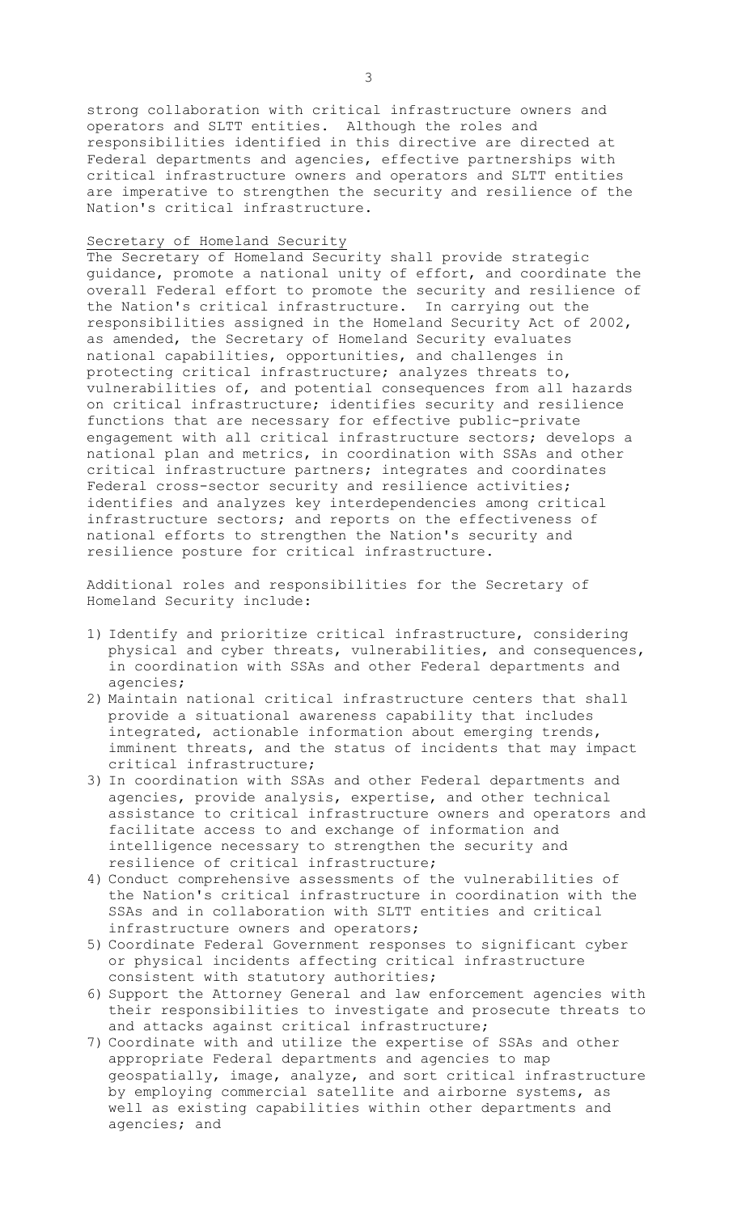strong collaboration with critical infrastructure owners and operators and SLTT entities. Although the roles and responsibilities identified in this directive are directed at Federal departments and agencies, effective partnerships with critical infrastructure owners and operators and SLTT entities are imperative to strengthen the security and resilience of the Nation's critical infrastructure.

### Secretary of Homeland Security

The Secretary of Homeland Security shall provide strategic guidance, promote a national unity of effort, and coordinate the overall Federal effort to promote the security and resilience of the Nation's critical infrastructure. In carrying out the responsibilities assigned in the Homeland Security Act of 2002, as amended, the Secretary of Homeland Security evaluates national capabilities, opportunities, and challenges in protecting critical infrastructure; analyzes threats to, vulnerabilities of, and potential consequences from all hazards on critical infrastructure; identifies security and resilience functions that are necessary for effective public-private engagement with all critical infrastructure sectors; develops a national plan and metrics, in coordination with SSAs and other critical infrastructure partners; integrates and coordinates Federal cross-sector security and resilience activities; identifies and analyzes key interdependencies among critical infrastructure sectors; and reports on the effectiveness of national efforts to strengthen the Nation's security and resilience posture for critical infrastructure.

Additional roles and responsibilities for the Secretary of Homeland Security include:

1) Identify and prioritize critical infrastructure, considering physical and cyber threats, vulnerabilities, and consequences, in coordination with SSAs and other Federal departments and agencies;
2) Maintain national critical infrastructure centers that shall provide a situational awareness capability that includes integrated, actionable information about emerging trends, imminent threats, and the status of incidents that may impact critical infrastructure;
3) In coordination with SSAs and other Federal departments and agencies, provide analysis, expertise, and other technical assistance to critical infrastructure owners and operators and facilitate access to and exchange of information and intelligence necessary to strengthen the security and resilience of critical infrastructure;
4) Conduct comprehensive assessments of the vulnerabilities of the Nation's critical infrastructure in coordination with the SSAs and in collaboration with SLTT entities and critical infrastructure owners and operators;
5) Coordinate Federal Government responses to significant cyber or physical incidents affecting critical infrastructure consistent with statutory authorities;
6) Support the Attorney General and law enforcement agencies with their responsibilities to investigate and prosecute threats to and attacks against critical infrastructure;
7) Coordinate with and utilize the expertise of SSAs and other appropriate Federal departments and agencies to map geospatially, image, analyze, and sort critical infrastructure by employing commercial satellite and airborne systems, as well as existing capabilities within other departments and agencies; and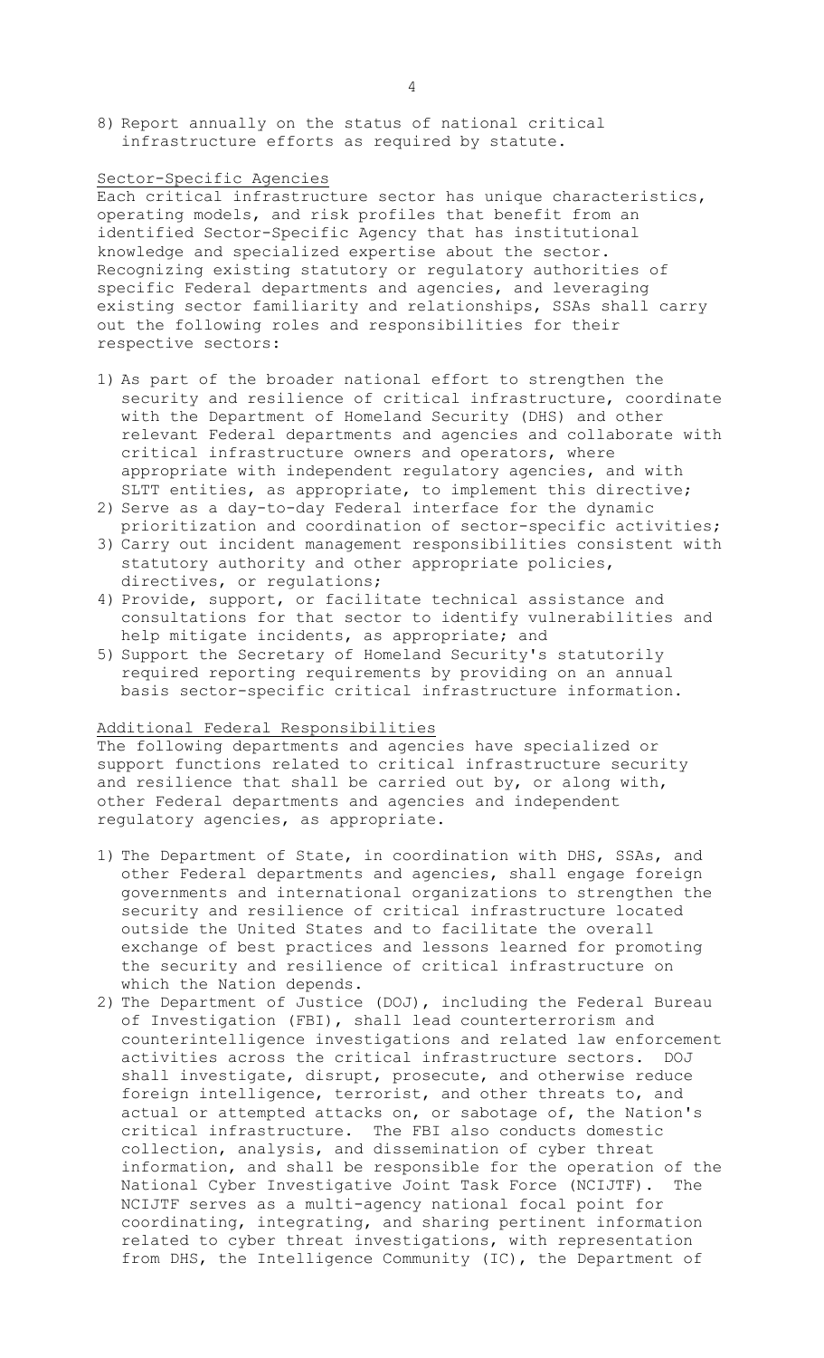8) Report annually on the status of national critical infrastructure efforts as required by statute.

### Sector-Specific Agencies

Each critical infrastructure sector has unique characteristics, operating models, and risk profiles that benefit from an identified Sector-Specific Agency that has institutional knowledge and specialized expertise about the sector. Recognizing existing statutory or regulatory authorities of specific Federal departments and agencies, and leveraging existing sector familiarity and relationships, SSAs shall carry out the following roles and responsibilities for their respective sectors:

1) As part of the broader national effort to strengthen the security and resilience of critical infrastructure, coordinate with the Department of Homeland Security (DHS) and other relevant Federal departments and agencies and collaborate with critical infrastructure owners and operators, where appropriate with independent regulatory agencies, and with SLTT entities, as appropriate, to implement this directive;
2) Serve as a day-to-day Federal interface for the dynamic prioritization and coordination of sector-specific activities;
3) Carry out incident management responsibilities consistent with statutory authority and other appropriate policies, directives, or regulations;
4) Provide, support, or facilitate technical assistance and consultations for that sector to identify vulnerabilities and help mitigate incidents, as appropriate; and
5) Support the Secretary of Homeland Security's statutorily required reporting requirements by providing on an annual basis sector-specific critical infrastructure information.

### Additional Federal Responsibilities

The following departments and agencies have specialized or support functions related to critical infrastructure security and resilience that shall be carried out by, or along with, other Federal departments and agencies and independent regulatory agencies, as appropriate.

1) The Department of State, in coordination with DHS, SSAs, and other Federal departments and agencies, shall engage foreign governments and international organizations to strengthen the security and resilience of critical infrastructure located outside the United States and to facilitate the overall exchange of best practices and lessons learned for promoting the security and resilience of critical infrastructure on which the Nation depends.
2) The Department of Justice (DOJ), including the Federal Bureau of Investigation (FBI), shall lead counterterrorism and counterintelligence investigations and related law enforcement activities across the critical infrastructure sectors. DOJ shall investigate, disrupt, prosecute, and otherwise reduce foreign intelligence, terrorist, and other threats to, and actual or attempted attacks on, or sabotage of, the Nation's critical infrastructure. The FBI also conducts domestic collection, analysis, and dissemination of cyber threat information, and shall be responsible for the operation of the National Cyber Investigative Joint Task Force (NCIJTF). The NCIJTF serves as a multi-agency national focal point for coordinating, integrating, and sharing pertinent information related to cyber threat investigations, with representation from DHS, the Intelligence Community (IC), the Department of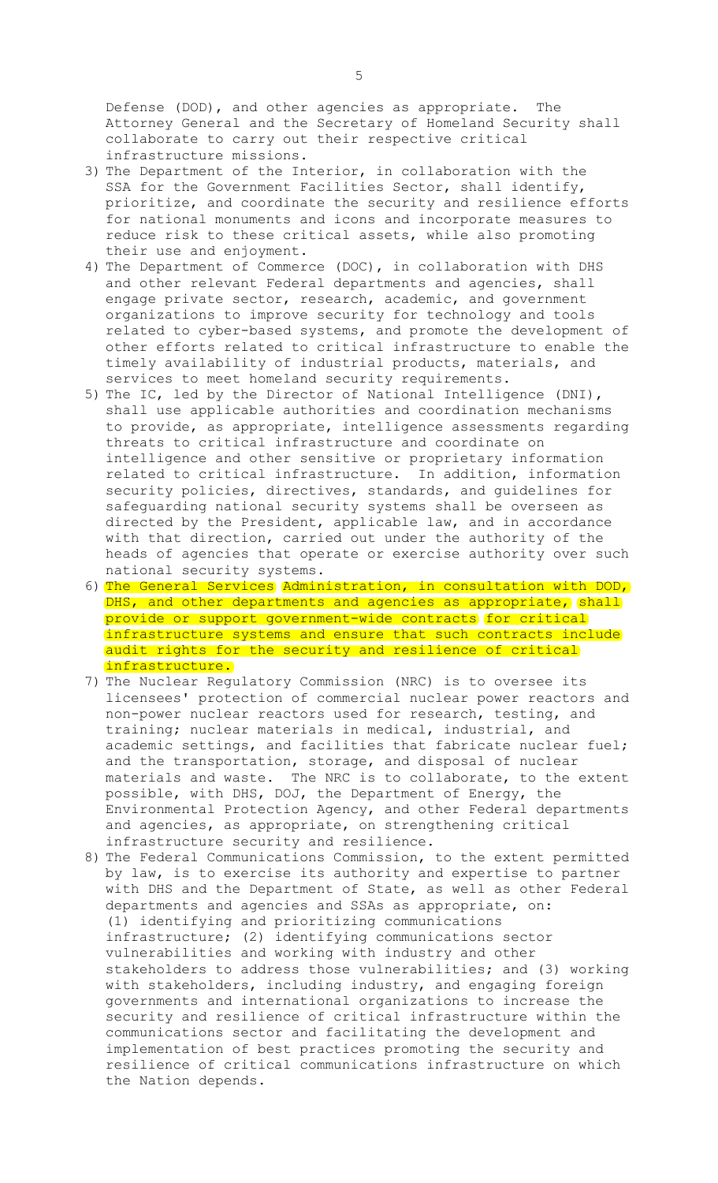Defense (DOD), and other agencies as appropriate. The Attorney General and the Secretary of Homeland Security shall collaborate to carry out their respective critical infrastructure missions.

3) The Department of the Interior, in collaboration with the SSA for the Government Facilities Sector, shall identify, prioritize, and coordinate the security and resilience efforts for national monuments and icons and incorporate measures to reduce risk to these critical assets, while also promoting their use and enjoyment.
4) The Department of Commerce (DOC), in collaboration with DHS and other relevant Federal departments and agencies, shall engage private sector, research, academic, and government organizations to improve security for technology and tools related to cyber-based systems, and promote the development of other efforts related to critical infrastructure to enable the timely availability of industrial products, materials, and services to meet homeland security requirements.
5) The IC, led by the Director of National Intelligence (DNI), shall use applicable authorities and coordination mechanisms to provide, as appropriate, intelligence assessments regarding threats to critical infrastructure and coordinate on intelligence and other sensitive or proprietary information related to critical infrastructure. In addition, information security policies, directives, standards, and guidelines for safeguarding national security systems shall be overseen as directed by the President, applicable law, and in accordance with that direction, carried out under the authority of the heads of agencies that operate or exercise authority over such national security systems.
6) The General Services Administration, in consultation with DOD, DHS, and other departments and agencies as appropriate, shall provide or support government-wide contracts for critical infrastructure systems and ensure that such contracts include audit rights for the security and resilience of critical infrastructure.
7) The Nuclear Regulatory Commission (NRC) is to oversee its licensees' protection of commercial nuclear power reactors and non-power nuclear reactors used for research, testing, and training; nuclear materials in medical, industrial, and academic settings, and facilities that fabricate nuclear fuel; and the transportation, storage, and disposal of nuclear materials and waste. The NRC is to collaborate, to the extent possible, with DHS, DOJ, the Department of Energy, the Environmental Protection Agency, and other Federal departments and agencies, as appropriate, on strengthening critical infrastructure security and resilience.
8) The Federal Communications Commission, to the extent permitted by law, is to exercise its authority and expertise to partner with DHS and the Department of State, as well as other Federal departments and agencies and SSAs as appropriate, on: (1) identifying and prioritizing communications infrastructure; (2) identifying communications sector vulnerabilities and working with industry and other stakeholders to address those vulnerabilities; and (3) working with stakeholders, including industry, and engaging foreign governments and international organizations to increase the security and resilience of critical infrastructure within the communications sector and facilitating the development and implementation of best practices promoting the security and resilience of critical communications infrastructure on which the Nation depends.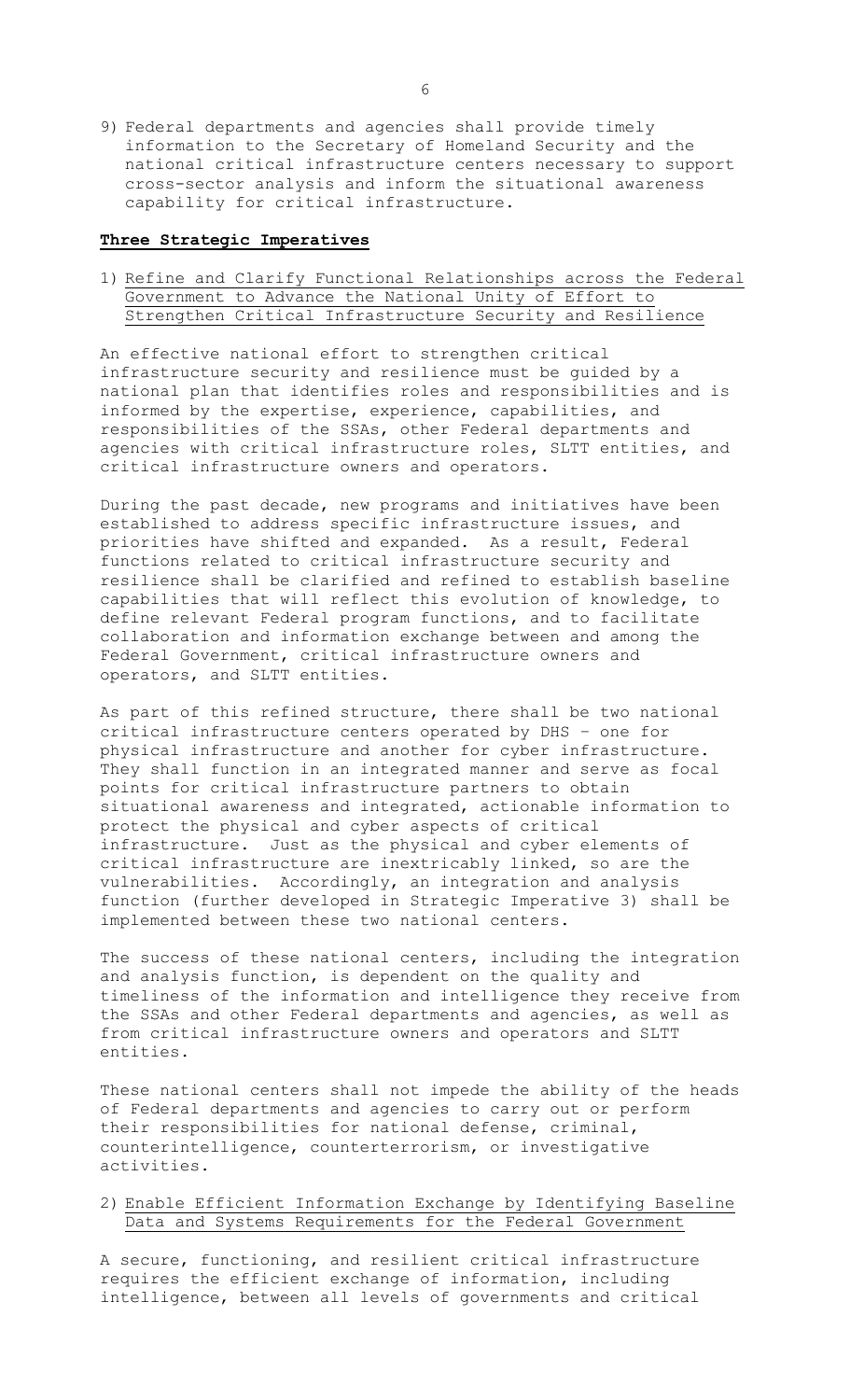9) Federal departments and agencies shall provide timely information to the Secretary of Homeland Security and the national critical infrastructure centers necessary to support cross-sector analysis and inform the situational awareness capability for critical infrastructure.

## Three Strategic Imperatives

1) Refine and Clarify Functional Relationships across the Federal Government to Advance the National Unity of Effort to Strengthen Critical Infrastructure Security and Resilience

An effective national effort to strengthen critical infrastructure security and resilience must be guided by a national plan that identifies roles and responsibilities and is informed by the expertise, experience, capabilities, and responsibilities of the SSAs, other Federal departments and agencies with critical infrastructure roles, SLTT entities, and critical infrastructure owners and operators.

During the past decade, new programs and initiatives have been established to address specific infrastructure issues, and priorities have shifted and expanded. As a result, Federal functions related to critical infrastructure security and resilience shall be clarified and refined to establish baseline capabilities that will reflect this evolution of knowledge, to define relevant Federal program functions, and to facilitate collaboration and information exchange between and among the Federal Government, critical infrastructure owners and operators, and SLTT entities.

As part of this refined structure, there shall be two national critical infrastructure centers operated by DHS – one for physical infrastructure and another for cyber infrastructure. They shall function in an integrated manner and serve as focal points for critical infrastructure partners to obtain situational awareness and integrated, actionable information to protect the physical and cyber aspects of critical infrastructure. Just as the physical and cyber elements of critical infrastructure are inextricably linked, so are the vulnerabilities. Accordingly, an integration and analysis function (further developed in Strategic Imperative 3) shall be implemented between these two national centers.

The success of these national centers, including the integration and analysis function, is dependent on the quality and timeliness of the information and intelligence they receive from the SSAs and other Federal departments and agencies, as well as from critical infrastructure owners and operators and SLTT entities.

These national centers shall not impede the ability of the heads of Federal departments and agencies to carry out or perform their responsibilities for national defense, criminal, counterintelligence, counterterrorism, or investigative activities.

2) Enable Efficient Information Exchange by Identifying Baseline Data and Systems Requirements for the Federal Government

A secure, functioning, and resilient critical infrastructure requires the efficient exchange of information, including intelligence, between all levels of governments and critical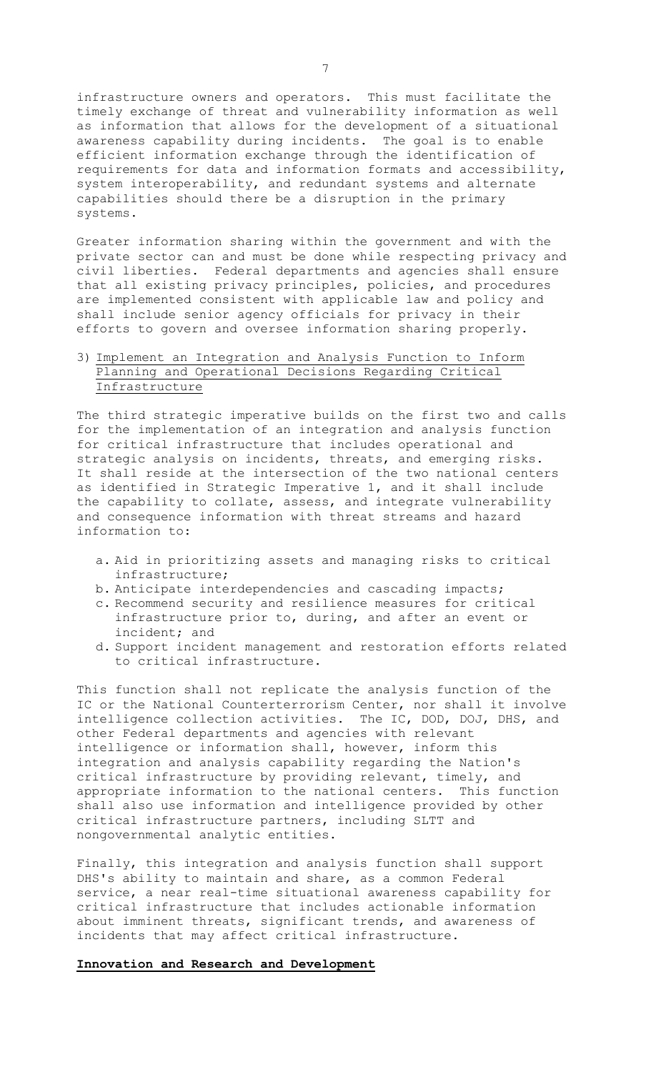infrastructure owners and operators. This must facilitate the timely exchange of threat and vulnerability information as well as information that allows for the development of a situational awareness capability during incidents. The goal is to enable efficient information exchange through the identification of requirements for data and information formats and accessibility, system interoperability, and redundant systems and alternate capabilities should there be a disruption in the primary systems.

Greater information sharing within the government and with the private sector can and must be done while respecting privacy and civil liberties. Federal departments and agencies shall ensure that all existing privacy principles, policies, and procedures are implemented consistent with applicable law and policy and shall include senior agency officials for privacy in their efforts to govern and oversee information sharing properly.

3) Implement an Integration and Analysis Function to Inform Planning and Operational Decisions Regarding Critical Infrastructure

The third strategic imperative builds on the first two and calls for the implementation of an integration and analysis function for critical infrastructure that includes operational and strategic analysis on incidents, threats, and emerging risks. It shall reside at the intersection of the two national centers as identified in Strategic Imperative 1, and it shall include the capability to collate, assess, and integrate vulnerability and consequence information with threat streams and hazard information to:

a. Aid in prioritizing assets and managing risks to critical infrastructure;
b. Anticipate interdependencies and cascading impacts;
c. Recommend security and resilience measures for critical infrastructure prior to, during, and after an event or incident; and
d. Support incident management and restoration efforts related to critical infrastructure.

This function shall not replicate the analysis function of the IC or the National Counterterrorism Center, nor shall it involve intelligence collection activities. The IC, DOD, DOJ, DHS, and other Federal departments and agencies with relevant intelligence or information shall, however, inform this integration and analysis capability regarding the Nation's critical infrastructure by providing relevant, timely, and appropriate information to the national centers. This function shall also use information and intelligence provided by other critical infrastructure partners, including SLTT and nongovernmental analytic entities.

Finally, this integration and analysis function shall support DHS's ability to maintain and share, as a common Federal service, a near real-time situational awareness capability for critical infrastructure that includes actionable information about imminent threats, significant trends, and awareness of incidents that may affect critical infrastructure.

**Innovation and Research and Development**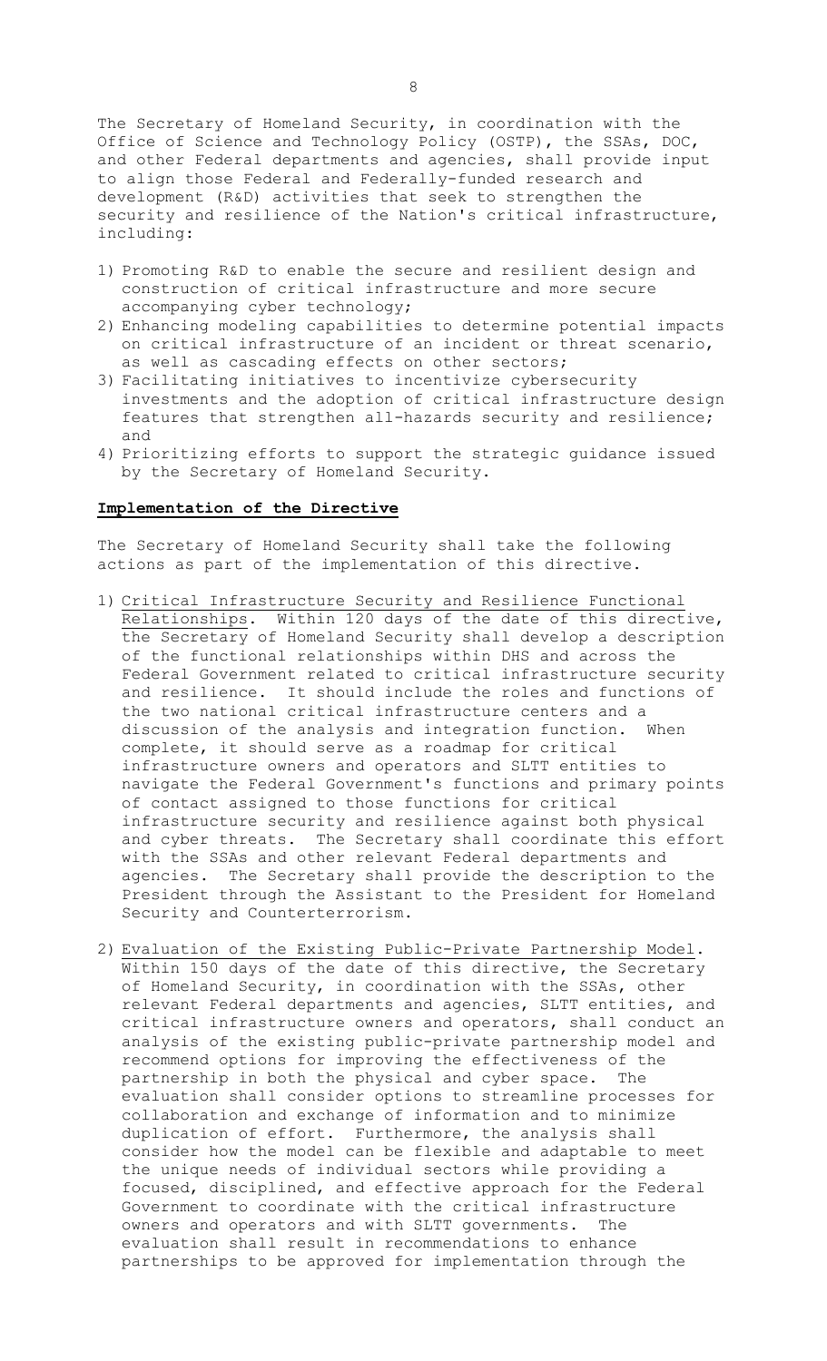The Secretary of Homeland Security, in coordination with the Office of Science and Technology Policy (OSTP), the SSAs, DOC, and other Federal departments and agencies, shall provide input to align those Federal and Federally-funded research and development (R&D) activities that seek to strengthen the security and resilience of the Nation's critical infrastructure, including:

1) Promoting R&D to enable the secure and resilient design and construction of critical infrastructure and more secure accompanying cyber technology;
2) Enhancing modeling capabilities to determine potential impacts on critical infrastructure of an incident or threat scenario, as well as cascading effects on other sectors;
3) Facilitating initiatives to incentivize cybersecurity investments and the adoption of critical infrastructure design features that strengthen all-hazards security and resilience; and
4) Prioritizing efforts to support the strategic guidance issued by the Secretary of Homeland Security.

**Implementation of the Directive**

The Secretary of Homeland Security shall take the following actions as part of the implementation of this directive.

1) Critical Infrastructure Security and Resilience Functional Relationships. Within 120 days of the date of this directive, the Secretary of Homeland Security shall develop a description of the functional relationships within DHS and across the Federal Government related to critical infrastructure security and resilience. It should include the roles and functions of the two national critical infrastructure centers and a discussion of the analysis and integration function. When complete, it should serve as a roadmap for critical infrastructure owners and operators and SLTT entities to navigate the Federal Government's functions and primary points of contact assigned to those functions for critical infrastructure security and resilience against both physical and cyber threats. The Secretary shall coordinate this effort with the SSAs and other relevant Federal departments and agencies. The Secretary shall provide the description to the President through the Assistant to the President for Homeland Security and Counterterrorism.

2) Evaluation of the Existing Public-Private Partnership Model. Within 150 days of the date of this directive, the Secretary of Homeland Security, in coordination with the SSAs, other relevant Federal departments and agencies, SLTT entities, and critical infrastructure owners and operators, shall conduct an analysis of the existing public-private partnership model and recommend options for improving the effectiveness of the partnership in both the physical and cyber space. The evaluation shall consider options to streamline processes for collaboration and exchange of information and to minimize duplication of effort. Furthermore, the analysis shall consider how the model can be flexible and adaptable to meet the unique needs of individual sectors while providing a focused, disciplined, and effective approach for the Federal Government to coordinate with the critical infrastructure owners and operators and with SLTT governments. The evaluation shall result in recommendations to enhance partnerships to be approved for implementation through the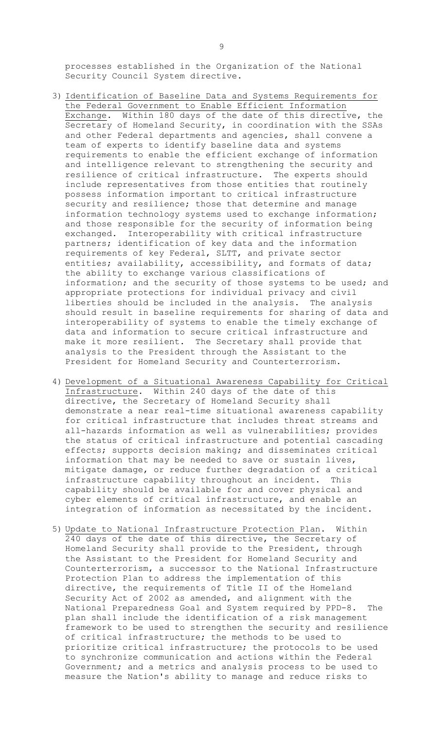processes established in the Organization of the National Security Council System directive.

3) Identification of Baseline Data and Systems Requirements for the Federal Government to Enable Efficient Information Exchange. Within 180 days of the date of this directive, the Secretary of Homeland Security, in coordination with the SSAs and other Federal departments and agencies, shall convene a team of experts to identify baseline data and systems requirements to enable the efficient exchange of information and intelligence relevant to strengthening the security and resilience of critical infrastructure. The experts should include representatives from those entities that routinely possess information important to critical infrastructure security and resilience; those that determine and manage information technology systems used to exchange information; and those responsible for the security of information being exchanged. Interoperability with critical infrastructure partners; identification of key data and the information requirements of key Federal, SLTT, and private sector entities; availability, accessibility, and formats of data; the ability to exchange various classifications of information; and the security of those systems to be used; and appropriate protections for individual privacy and civil liberties should be included in the analysis. The analysis should result in baseline requirements for sharing of data and interoperability of systems to enable the timely exchange of data and information to secure critical infrastructure and make it more resilient. The Secretary shall provide that analysis to the President through the Assistant to the President for Homeland Security and Counterterrorism.

4) Development of a Situational Awareness Capability for Critical Infrastructure. Within 240 days of the date of this directive, the Secretary of Homeland Security shall demonstrate a near real-time situational awareness capability for critical infrastructure that includes threat streams and all-hazards information as well as vulnerabilities; provides the status of critical infrastructure and potential cascading effects; supports decision making; and disseminates critical information that may be needed to save or sustain lives, mitigate damage, or reduce further degradation of a critical infrastructure capability throughout an incident. This capability should be available for and cover physical and cyber elements of critical infrastructure, and enable an integration of information as necessitated by the incident.

5) Update to National Infrastructure Protection Plan. Within 240 days of the date of this directive, the Secretary of Homeland Security shall provide to the President, through the Assistant to the President for Homeland Security and Counterterrorism, a successor to the National Infrastructure Protection Plan to address the implementation of this directive, the requirements of Title II of the Homeland Security Act of 2002 as amended, and alignment with the National Preparedness Goal and System required by PPD-8. The plan shall include the identification of a risk management framework to be used to strengthen the security and resilience of critical infrastructure; the methods to be used to prioritize critical infrastructure; the protocols to be used to synchronize communication and actions within the Federal Government; and a metrics and analysis process to be used to measure the Nation's ability to manage and reduce risks to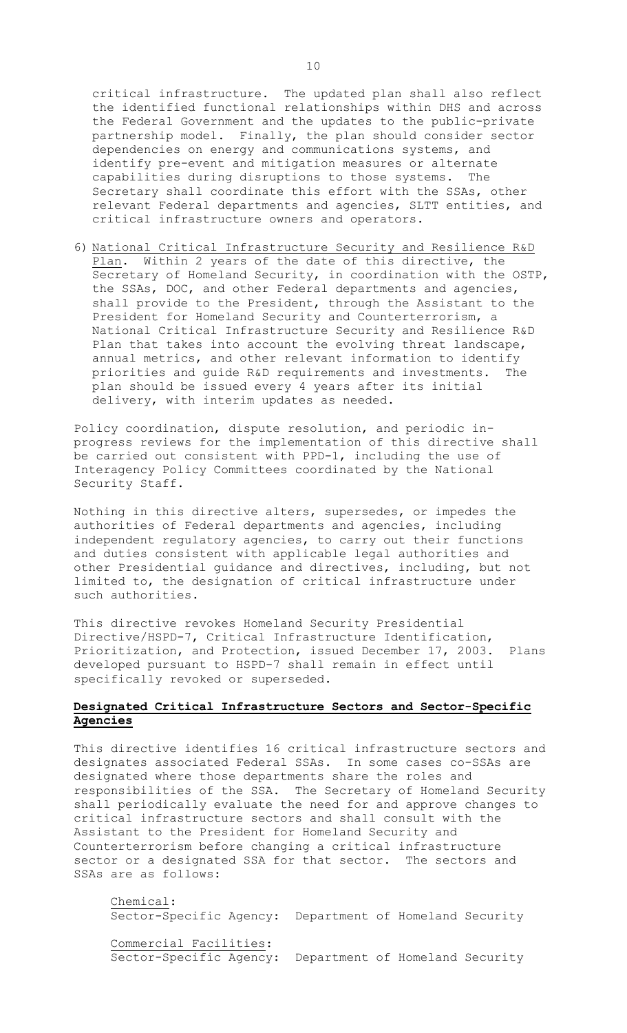critical infrastructure. The updated plan shall also reflect the identified functional relationships within DHS and across the Federal Government and the updates to the public-private partnership model. Finally, the plan should consider sector dependencies on energy and communications systems, and identify pre-event and mitigation measures or alternate capabilities during disruptions to those systems. The Secretary shall coordinate this effort with the SSAs, other relevant Federal departments and agencies, SLTT entities, and critical infrastructure owners and operators.

6) National Critical Infrastructure Security and Resilience R&D Plan. Within 2 years of the date of this directive, the Secretary of Homeland Security, in coordination with the OSTP, the SSAs, DOC, and other Federal departments and agencies, shall provide to the President, through the Assistant to the President for Homeland Security and Counterterrorism, a National Critical Infrastructure Security and Resilience R&D Plan that takes into account the evolving threat landscape, annual metrics, and other relevant information to identify priorities and guide R&D requirements and investments. The plan should be issued every 4 years after its initial delivery, with interim updates as needed.

Policy coordination, dispute resolution, and periodic in-progress reviews for the implementation of this directive shall be carried out consistent with PPD-1, including the use of Interagency Policy Committees coordinated by the National Security Staff.

Nothing in this directive alters, supersedes, or impedes the authorities of Federal departments and agencies, including independent regulatory agencies, to carry out their functions and duties consistent with applicable legal authorities and other Presidential guidance and directives, including, but not limited to, the designation of critical infrastructure under such authorities.

This directive revokes Homeland Security Presidential Directive/HSPD-7, Critical Infrastructure Identification, Prioritization, and Protection, issued December 17, 2003. Plans developed pursuant to HSPD-7 shall remain in effect until specifically revoked or superseded.

## Designated Critical Infrastructure Sectors and Sector-Specific Agencies

This directive identifies 16 critical infrastructure sectors and designates associated Federal SSAs. In some cases co-SSAs are designated where those departments share the roles and responsibilities of the SSA. The Secretary of Homeland Security shall periodically evaluate the need for and approve changes to critical infrastructure sectors and shall consult with the Assistant to the President for Homeland Security and Counterterrorism before changing a critical infrastructure sector or a designated SSA for that sector. The sectors and SSAs are as follows:

Chemical:
Sector-Specific Agency: Department of Homeland Security

Commercial Facilities:
Sector-Specific Agency: Department of Homeland Security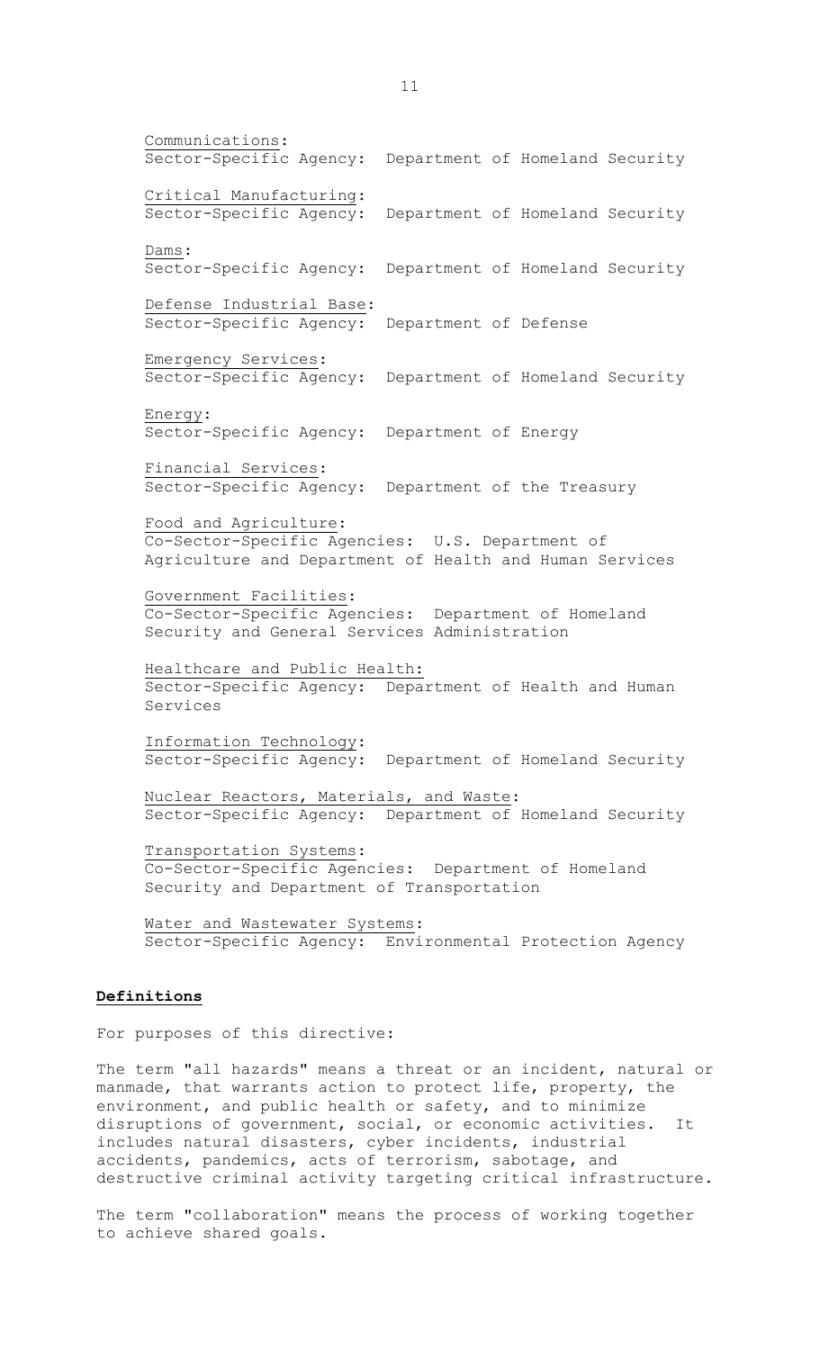Communications:
Sector-Specific Agency: Department of Homeland Security

Critical Manufacturing:
Sector-Specific Agency: Department of Homeland Security

Dams:
Sector-Specific Agency: Department of Homeland Security

Defense Industrial Base:
Sector-Specific Agency: Department of Defense

Emergency Services:
Sector-Specific Agency: Department of Homeland Security

Energy:
Sector-Specific Agency: Department of Energy

Financial Services:
Sector-Specific Agency: Department of the Treasury

Food and Agriculture:
Co-Sector-Specific Agencies: U.S. Department of Agriculture and Department of Health and Human Services

Government Facilities:
Co-Sector-Specific Agencies: Department of Homeland Security and General Services Administration

Healthcare and Public Health:
Sector-Specific Agency: Department of Health and Human Services

Information Technology:
Sector-Specific Agency: Department of Homeland Security

Nuclear Reactors, Materials, and Waste:
Sector-Specific Agency: Department of Homeland Security

Transportation Systems:
Co-Sector-Specific Agencies: Department of Homeland Security and Department of Transportation

Water and Wastewater Systems:
Sector-Specific Agency: Environmental Protection Agency

**Definitions**

For purposes of this directive:

The term "all hazards" means a threat or an incident, natural or manmade, that warrants action to protect life, property, the environment, and public health or safety, and to minimize disruptions of government, social, or economic activities. It includes natural disasters, cyber incidents, industrial accidents, pandemics, acts of terrorism, sabotage, and destructive criminal activity targeting critical infrastructure.

The term "collaboration" means the process of working together to achieve shared goals.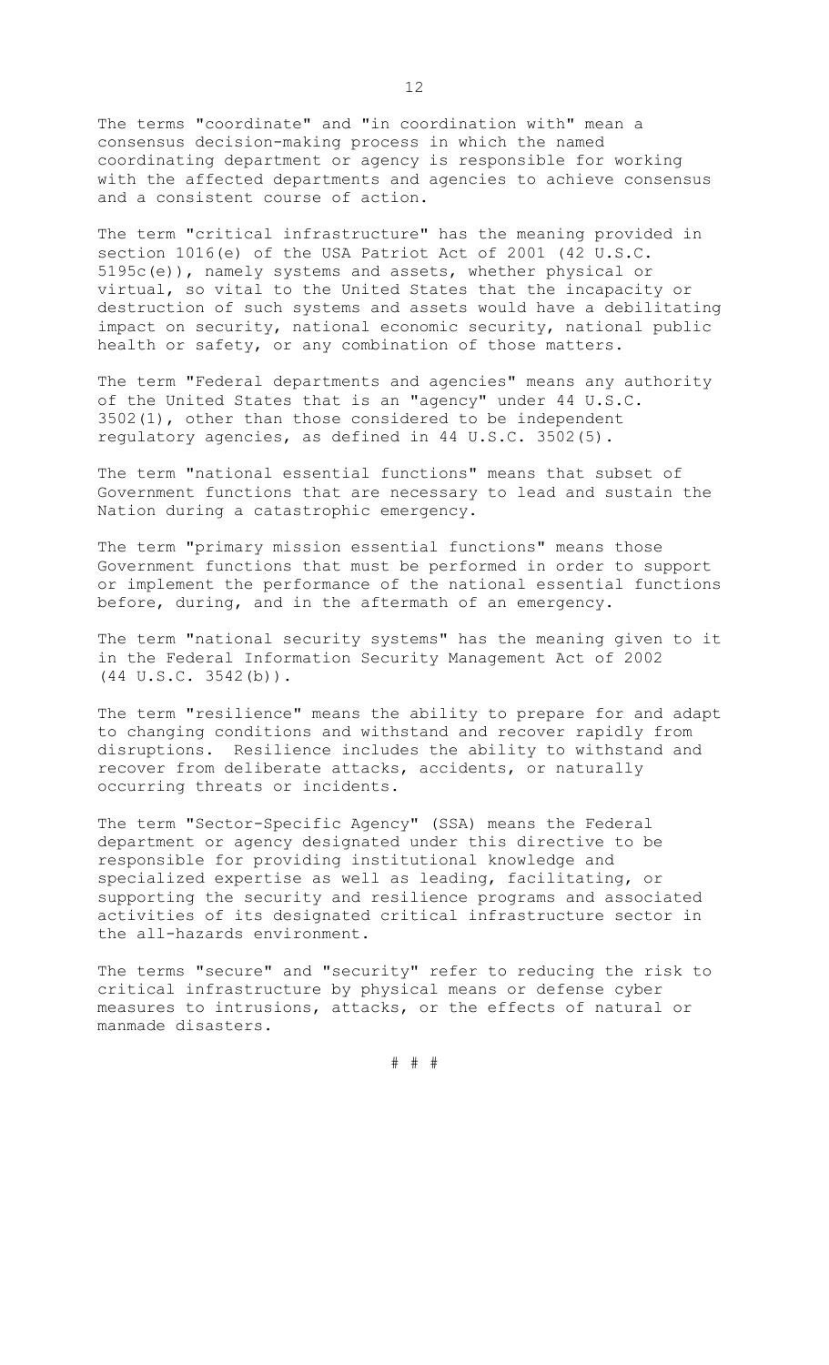The terms "coordinate" and "in coordination with" mean a consensus decision-making process in which the named coordinating department or agency is responsible for working with the affected departments and agencies to achieve consensus and a consistent course of action.

The term "critical infrastructure" has the meaning provided in section 1016(e) of the USA Patriot Act of 2001 (42 U.S.C. 5195c(e)), namely systems and assets, whether physical or virtual, so vital to the United States that the incapacity or destruction of such systems and assets would have a debilitating impact on security, national economic security, national public health or safety, or any combination of those matters.

The term "Federal departments and agencies" means any authority of the United States that is an "agency" under 44 U.S.C. 3502(1), other than those considered to be independent regulatory agencies, as defined in 44 U.S.C. 3502(5).

The term "national essential functions" means that subset of Government functions that are necessary to lead and sustain the Nation during a catastrophic emergency.

The term "primary mission essential functions" means those Government functions that must be performed in order to support or implement the performance of the national essential functions before, during, and in the aftermath of an emergency.

The term "national security systems" has the meaning given to it in the Federal Information Security Management Act of 2002 (44 U.S.C. 3542(b)).

The term "resilience" means the ability to prepare for and adapt to changing conditions and withstand and recover rapidly from disruptions. Resilience includes the ability to withstand and recover from deliberate attacks, accidents, or naturally occurring threats or incidents.

The term "Sector-Specific Agency" (SSA) means the Federal department or agency designated under this directive to be responsible for providing institutional knowledge and specialized expertise as well as leading, facilitating, or supporting the security and resilience programs and associated activities of its designated critical infrastructure sector in the all-hazards environment.

The terms "secure" and "security" refer to reducing the risk to critical infrastructure by physical means or defense cyber measures to intrusions, attacks, or the effects of natural or manmade disasters.

# # #